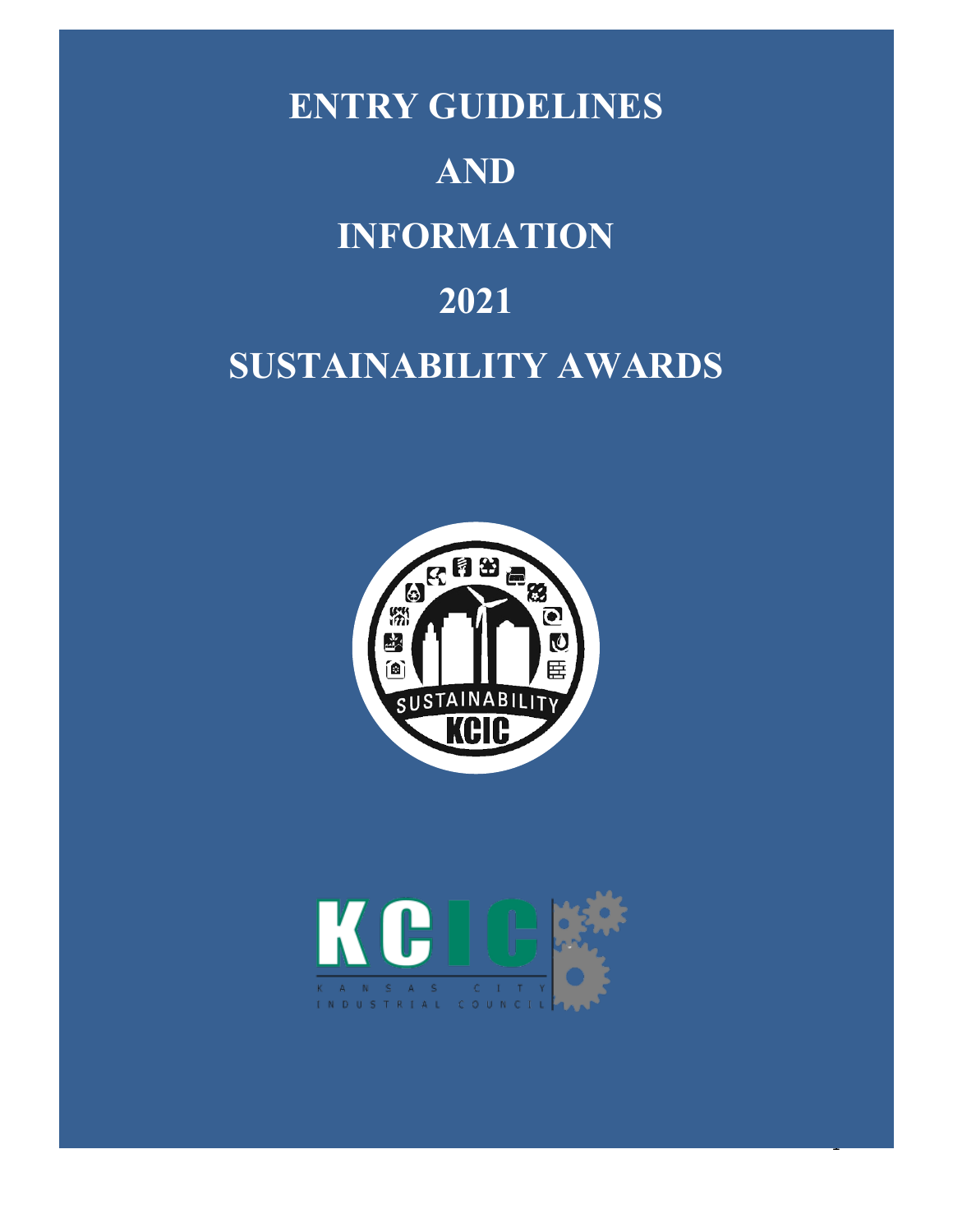# ENTRY GUIDELINES

# AND

# INFORMATION

# 2021

# SUSTAINABILITY AWARDS

SUSTAINABILITY KCIC

KCIC KANSAS CITY INDUSTRIAL COUNCIL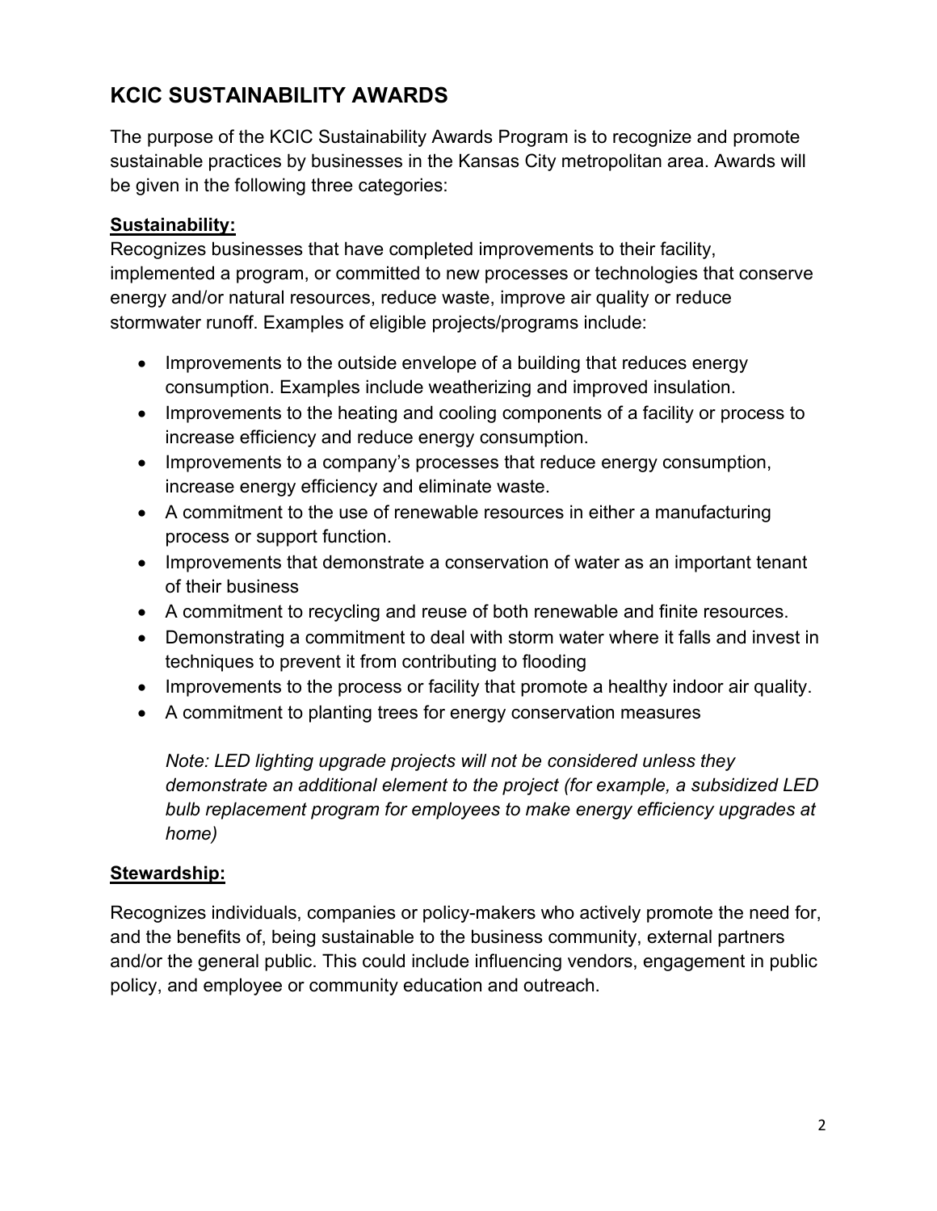## KCIC SUSTAINABILITY AWARDS

The purpose of the KCIC Sustainability Awards Program is to recognize and promote sustainable practices by businesses in the Kansas City metropolitan area. Awards will be given in the following three categories:

**Sustainability:**

Recognizes businesses that have completed improvements to their facility, implemented a program, or committed to new processes or technologies that conserve energy and/or natural resources, reduce waste, improve air quality or reduce stormwater runoff. Examples of eligible projects/programs include:

- Improvements to the outside envelope of a building that reduces energy consumption. Examples include weatherizing and improved insulation.
- Improvements to the heating and cooling components of a facility or process to increase efficiency and reduce energy consumption.
- Improvements to a company's processes that reduce energy consumption, increase energy efficiency and eliminate waste.
- A commitment to the use of renewable resources in either a manufacturing process or support function.
- Improvements that demonstrate a conservation of water as an important tenant of their business
- A commitment to recycling and reuse of both renewable and finite resources.
- Demonstrating a commitment to deal with storm water where it falls and invest in techniques to prevent it from contributing to flooding
- Improvements to the process or facility that promote a healthy indoor air quality.
- A commitment to planting trees for energy conservation measures

  *Note: LED lighting upgrade projects will not be considered unless they demonstrate an additional element to the project (for example, a subsidized LED bulb replacement program for employees to make energy efficiency upgrades at home)*

**Stewardship:**

Recognizes individuals, companies or policy-makers who actively promote the need for, and the benefits of, being sustainable to the business community, external partners and/or the general public. This could include influencing vendors, engagement in public policy, and employee or community education and outreach.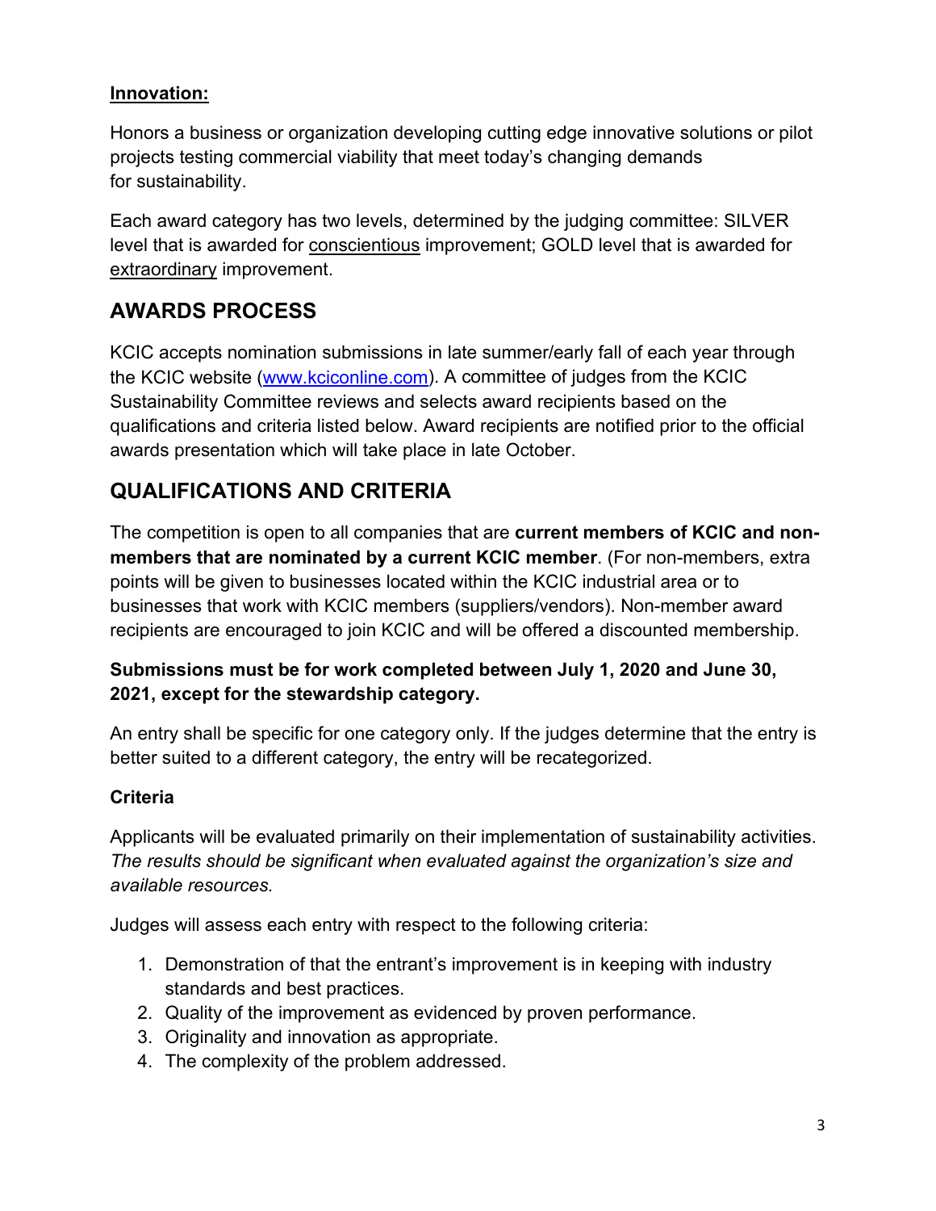**Innovation:**

Honors a business or organization developing cutting edge innovative solutions or pilot projects testing commercial viability that meet today's changing demands for sustainability.

Each award category has two levels, determined by the judging committee: SILVER level that is awarded for conscientious improvement; GOLD level that is awarded for extraordinary improvement.

## AWARDS PROCESS

KCIC accepts nomination submissions in late summer/early fall of each year through the KCIC website (www.kciconline.com). A committee of judges from the KCIC Sustainability Committee reviews and selects award recipients based on the qualifications and criteria listed below. Award recipients are notified prior to the official awards presentation which will take place in late October.

## QUALIFICATIONS AND CRITERIA

The competition is open to all companies that are **current members of KCIC and non-members that are nominated by a current KCIC member**. (For non-members, extra points will be given to businesses located within the KCIC industrial area or to businesses that work with KCIC members (suppliers/vendors). Non-member award recipients are encouraged to join KCIC and will be offered a discounted membership.

**Submissions must be for work completed between July 1, 2020 and June 30, 2021, except for the stewardship category.**

An entry shall be specific for one category only. If the judges determine that the entry is better suited to a different category, the entry will be recategorized.

### Criteria

Applicants will be evaluated primarily on their implementation of sustainability activities. *The results should be significant when evaluated against the organization's size and available resources.*

Judges will assess each entry with respect to the following criteria:

1. Demonstration of that the entrant's improvement is in keeping with industry standards and best practices.
2. Quality of the improvement as evidenced by proven performance.
3. Originality and innovation as appropriate.
4. The complexity of the problem addressed.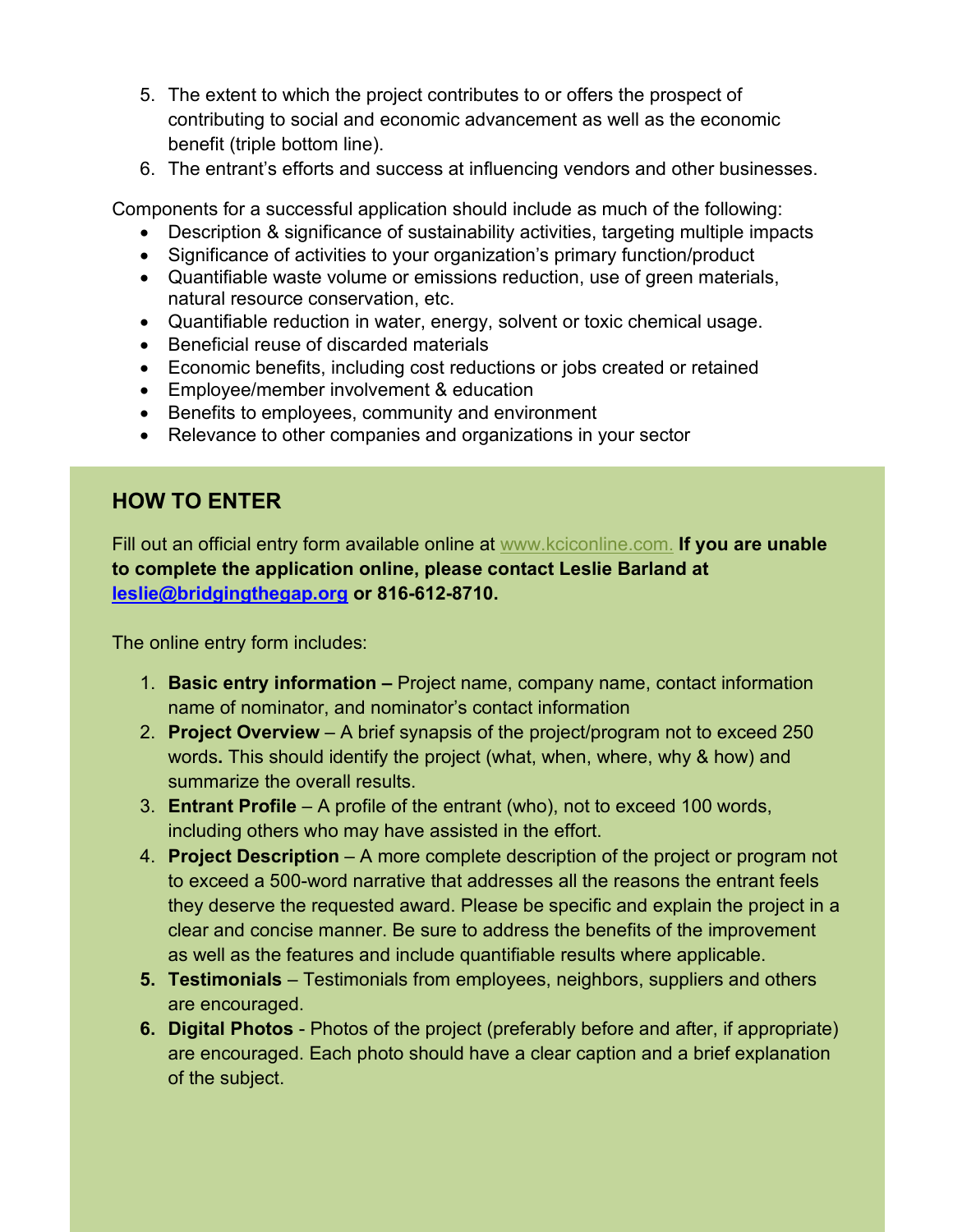5. The extent to which the project contributes to or offers the prospect of contributing to social and economic advancement as well as the economic benefit (triple bottom line).
6. The entrant's efforts and success at influencing vendors and other businesses.

Components for a successful application should include as much of the following:

- Description & significance of sustainability activities, targeting multiple impacts
- Significance of activities to your organization's primary function/product
- Quantifiable waste volume or emissions reduction, use of green materials, natural resource conservation, etc.
- Quantifiable reduction in water, energy, solvent or toxic chemical usage.
- Beneficial reuse of discarded materials
- Economic benefits, including cost reductions or jobs created or retained
- Employee/member involvement & education
- Benefits to employees, community and environment
- Relevance to other companies and organizations in your sector

## HOW TO ENTER

Fill out an official entry form available online at www.kciconline.com. **If you are unable to complete the application online, please contact Leslie Barland at leslie@bridgingthegap.org or 816-612-8710.**

The online entry form includes:

1. **Basic entry information –** Project name, company name, contact information name of nominator, and nominator's contact information
2. **Project Overview** – A brief synapsis of the project/program not to exceed 250 words**.** This should identify the project (what, when, where, why & how) and summarize the overall results.
3. **Entrant Profile** – A profile of the entrant (who), not to exceed 100 words, including others who may have assisted in the effort.
4. **Project Description** – A more complete description of the project or program not to exceed a 500-word narrative that addresses all the reasons the entrant feels they deserve the requested award. Please be specific and explain the project in a clear and concise manner. Be sure to address the benefits of the improvement as well as the features and include quantifiable results where applicable.
5. **Testimonials** – Testimonials from employees, neighbors, suppliers and others are encouraged.
6. **Digital Photos** - Photos of the project (preferably before and after, if appropriate) are encouraged. Each photo should have a clear caption and a brief explanation of the subject.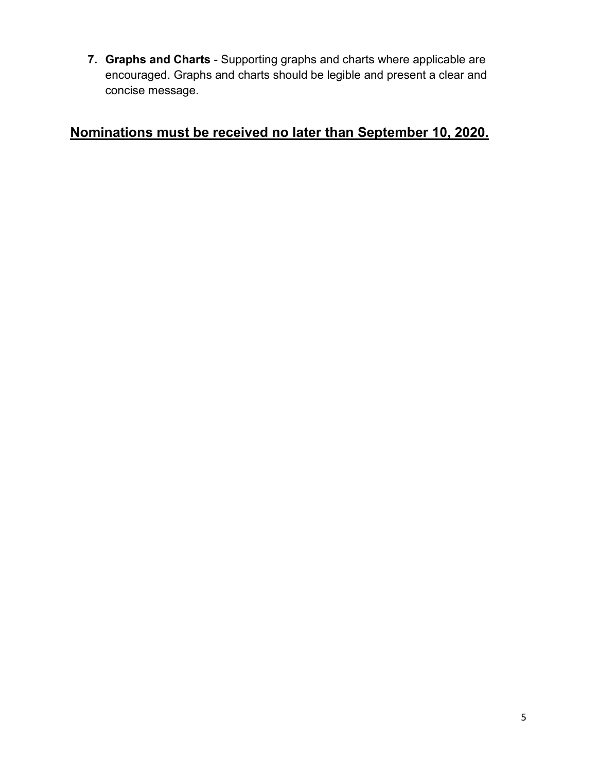7. **Graphs and Charts** - Supporting graphs and charts where applicable are encouraged. Graphs and charts should be legible and present a clear and concise message.

## **Nominations must be received no later than September 10, 2020.**